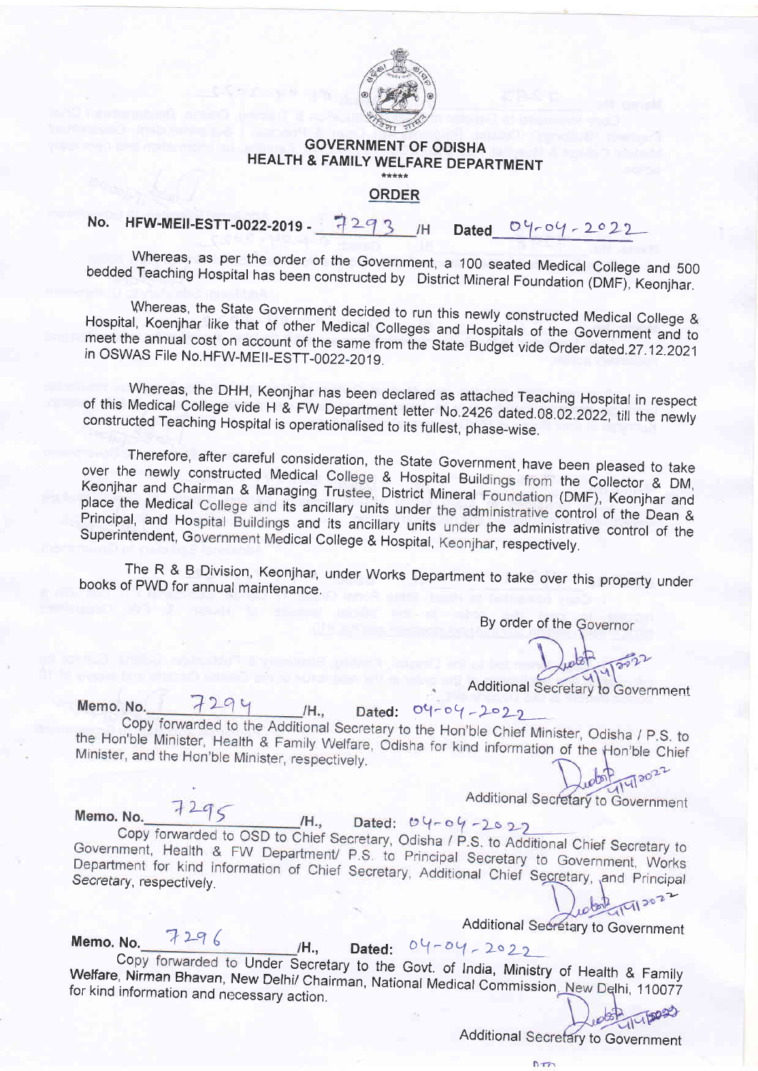**GOVERNMENT OF ODISHA**
**HEALTH & FAMILY WELFARE DEPARTMENT**

\*\*\*\*\*

**ORDER**

**No. HFW-MEII-ESTT-0022-2019 - 7293 /H Dated 04-04-2022**

Whereas, as per the order of the Government, a 100 seated Medical College and 500 bedded Teaching Hospital has been constructed by District Mineral Foundation (DMF), Keonjhar.

Whereas, the State Government decided to run this newly constructed Medical College & Hospital, Koenjhar like that of other Medical Colleges and Hospitals of the Government and to meet the annual cost on account of the same from the State Budget vide Order dated.27.12.2021 in OSWAS File No.HFW-MEII-ESTT-0022-2019.

Whereas, the DHH, Keonjhar has been declared as attached Teaching Hospital in respect of this Medical College vide H & FW Department letter No.2426 dated.08.02.2022, till the newly constructed Teaching Hospital is operationalised to its fullest, phase-wise.

Therefore, after careful consideration, the State Government have been pleased to take over the newly constructed Medical College & Hospital Buildings from the Collector & DM, Keonjhar and Chairman & Managing Trustee, District Mineral Foundation (DMF), Keonjhar and place the Medical College and its ancillary units under the administrative control of the Dean & Principal, and Hospital Buildings and its ancillary units under the administrative control of the Superintendent, Government Medical College & Hospital, Keonjhar, respectively.

The R & B Division, Keonjhar, under Works Department to take over this property under books of PWD for annual maintenance.

By order of the Governor

Sd/- 4/4/2022
Additional Secretary to Government

**Memo. No. 7294 /H., Dated: 04-04-2022**

Copy forwarded to the Additional Secretary to the Hon'ble Chief Minister, Odisha / P.S. to the Hon'ble Minister, Health & Family Welfare, Odisha for kind information of the Hon'ble Chief Minister, and the Hon'ble Minister, respectively.

Sd/- 4/4/2022
Additional Secretary to Government

**Memo. No. 7295 /H., Dated: 04-04-2022**

Copy forwarded to OSD to Chief Secretary, Odisha / P.S. to Additional Chief Secretary to Government, Health & FW Department/ P.S. to Principal Secretary to Government, Works Department for kind information of Chief Secretary, Additional Chief Secretary, and Principal Secretary, respectively.

Sd/- 4/4/2022
Additional Secretary to Government

**Memo. No. 7296 /H., Dated: 04-04-2022**

Copy forwarded to Under Secretary to the Govt. of India, Ministry of Health & Family Welfare, Nirman Bhavan, New Delhi/ Chairman, National Medical Commission, New Delhi, 110077 for kind information and necessary action.

Sd/- 4/4/2022
Additional Secretary to Government

PTO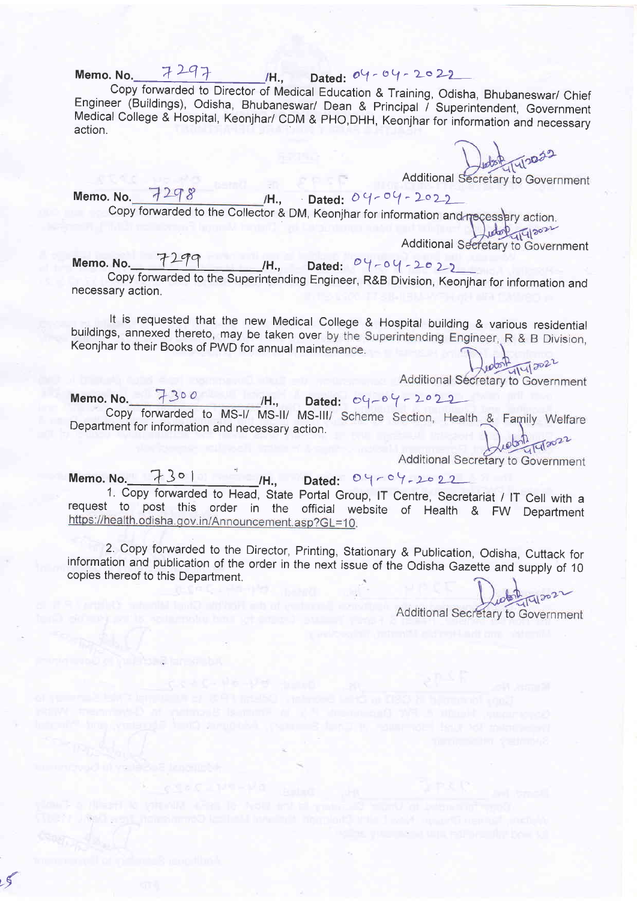Memo. No. 7297 /H., Dated: 04-04-2022

Copy forwarded to Director of Medical Education & Training, Odisha, Bhubaneswar/ Chief Engineer (Buildings), Odisha, Bhubaneswar/ Dean & Principal / Superintendent, Government Medical College & Hospital, Keonjhar/ CDM & PHO,DHH, Keonjhar for information and necessary action.

Additional Secretary to Government

Memo. No. 7298 /H., Dated: 04-04-2022

Copy forwarded to the Collector & DM, Keonjhar for information and necessary action.

Additional Secretary to Government

Memo. No. 7299 /H., Dated: 04-04-2022

Copy forwarded to the Superintending Engineer, R&B Division, Keonjhar for information and necessary action.

It is requested that the new Medical College & Hospital building & various residential buildings, annexed thereto, may be taken over by the Superintending Engineer, R & B Division, Keonjhar to their Books of PWD for annual maintenance.

Additional Secretary to Government

Memo. No. 7300 /H., Dated: 04-04-2022

Copy forwarded to MS-I/ MS-II/ MS-III/ Scheme Section, Health & Family Welfare Department for information and necessary action.

Additional Secretary to Government

Memo. No. 7301 /H., Dated: 04-04-2022

1. Copy forwarded to Head, State Portal Group, IT Centre, Secretariat / IT Cell with a request to post this order in the official website of Health & FW Department https://health.odisha.gov.in/Announcement.asp?GL=10.

2. Copy forwarded to the Director, Printing, Stationary & Publication, Odisha, Cuttack for information and publication of the order in the next issue of the Odisha Gazette and supply of 10 copies thereof to this Department.

Additional Secretary to Government